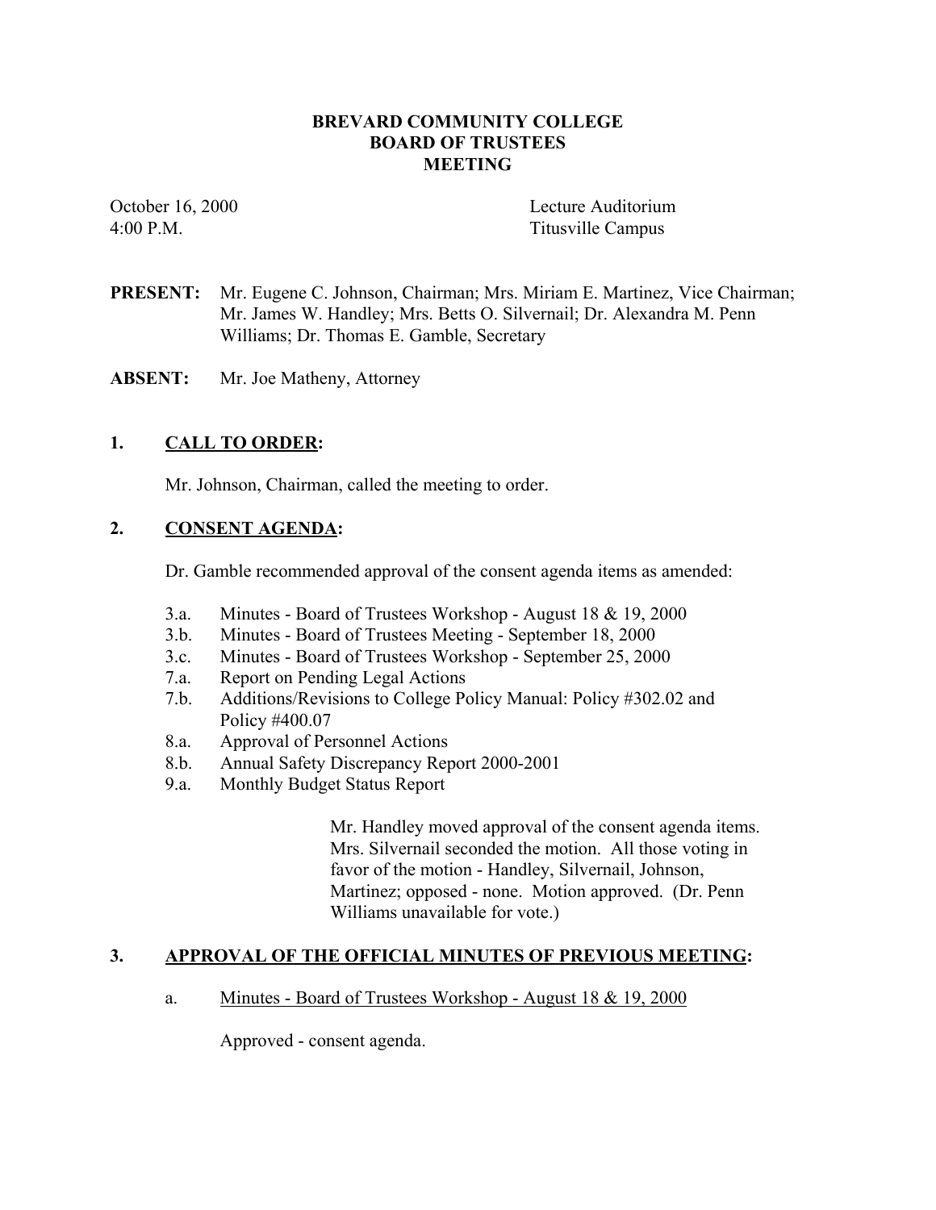**BREVARD COMMUNITY COLLEGE**
**BOARD OF TRUSTEES**
**MEETING**

October 16, 2000
4:00 P.M.

Lecture Auditorium
Titusville Campus

**PRESENT:** Mr. Eugene C. Johnson, Chairman; Mrs. Miriam E. Martinez, Vice Chairman; Mr. James W. Handley; Mrs. Betts O. Silvernail; Dr. Alexandra M. Penn Williams; Dr. Thomas E. Gamble, Secretary

**ABSENT:** Mr. Joe Matheny, Attorney

## 1. CALL TO ORDER:

Mr. Johnson, Chairman, called the meeting to order.

## 2. CONSENT AGENDA:

Dr. Gamble recommended approval of the consent agenda items as amended:

- 3.a. Minutes - Board of Trustees Workshop - August 18 & 19, 2000
- 3.b. Minutes - Board of Trustees Meeting - September 18, 2000
- 3.c. Minutes - Board of Trustees Workshop - September 25, 2000
- 7.a. Report on Pending Legal Actions
- 7.b. Additions/Revisions to College Policy Manual: Policy #302.02 and Policy #400.07
- 8.a. Approval of Personnel Actions
- 8.b. Annual Safety Discrepancy Report 2000-2001
- 9.a. Monthly Budget Status Report

Mr. Handley moved approval of the consent agenda items. Mrs. Silvernail seconded the motion. All those voting in favor of the motion - Handley, Silvernail, Johnson, Martinez; opposed - none. Motion approved. (Dr. Penn Williams unavailable for vote.)

## 3. APPROVAL OF THE OFFICIAL MINUTES OF PREVIOUS MEETING:

a. Minutes - Board of Trustees Workshop - August 18 & 19, 2000

Approved - consent agenda.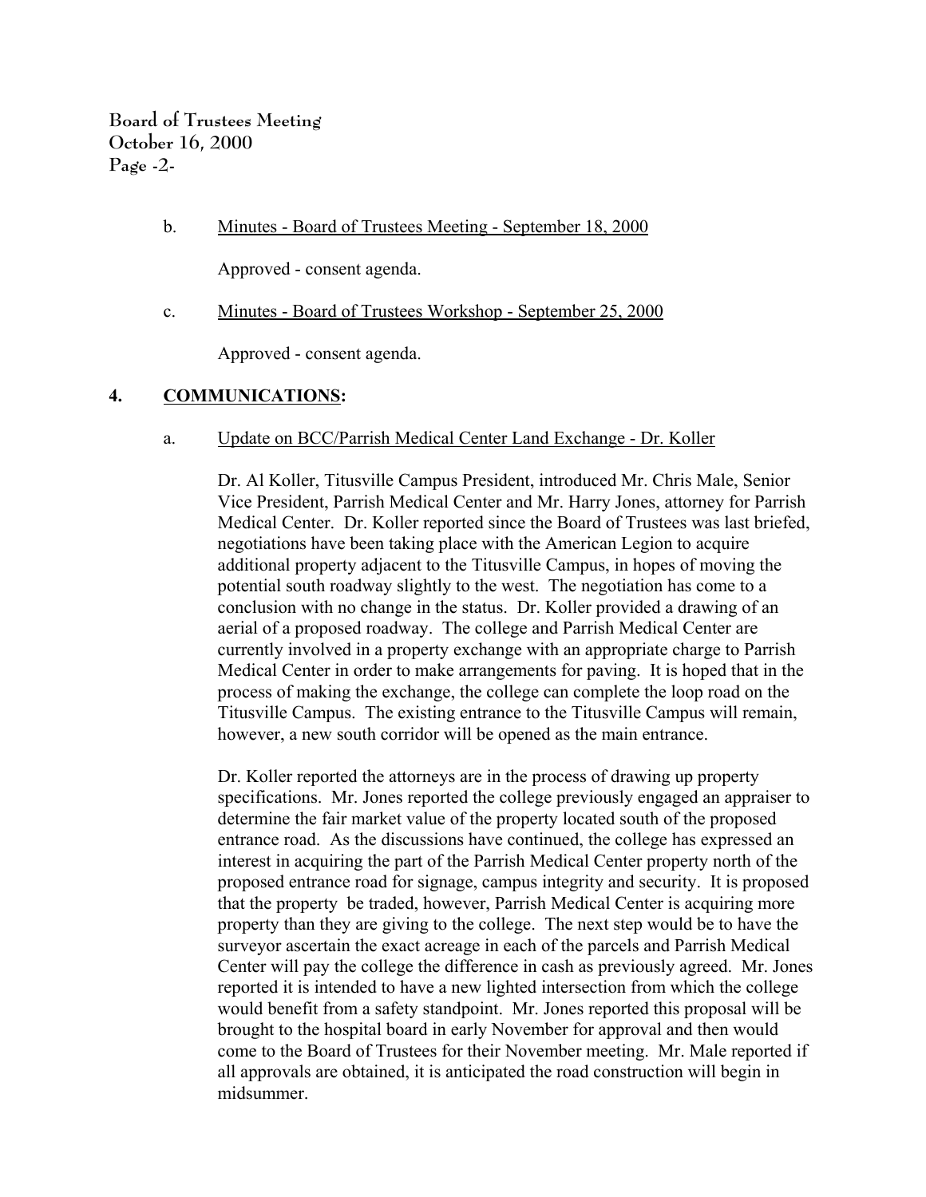b. Minutes - Board of Trustees Meeting - September 18, 2000

Approved - consent agenda.

c. Minutes - Board of Trustees Workshop - September 25, 2000

Approved - consent agenda.

**4. COMMUNICATIONS:**

a. Update on BCC/Parrish Medical Center Land Exchange - Dr. Koller

Dr. Al Koller, Titusville Campus President, introduced Mr. Chris Male, Senior Vice President, Parrish Medical Center and Mr. Harry Jones, attorney for Parrish Medical Center. Dr. Koller reported since the Board of Trustees was last briefed, negotiations have been taking place with the American Legion to acquire additional property adjacent to the Titusville Campus, in hopes of moving the potential south roadway slightly to the west. The negotiation has come to a conclusion with no change in the status. Dr. Koller provided a drawing of an aerial of a proposed roadway. The college and Parrish Medical Center are currently involved in a property exchange with an appropriate charge to Parrish Medical Center in order to make arrangements for paving. It is hoped that in the process of making the exchange, the college can complete the loop road on the Titusville Campus. The existing entrance to the Titusville Campus will remain, however, a new south corridor will be opened as the main entrance.

Dr. Koller reported the attorneys are in the process of drawing up property specifications. Mr. Jones reported the college previously engaged an appraiser to determine the fair market value of the property located south of the proposed entrance road. As the discussions have continued, the college has expressed an interest in acquiring the part of the Parrish Medical Center property north of the proposed entrance road for signage, campus integrity and security. It is proposed that the property be traded, however, Parrish Medical Center is acquiring more property than they are giving to the college. The next step would be to have the surveyor ascertain the exact acreage in each of the parcels and Parrish Medical Center will pay the college the difference in cash as previously agreed. Mr. Jones reported it is intended to have a new lighted intersection from which the college would benefit from a safety standpoint. Mr. Jones reported this proposal will be brought to the hospital board in early November for approval and then would come to the Board of Trustees for their November meeting. Mr. Male reported if all approvals are obtained, it is anticipated the road construction will begin in midsummer.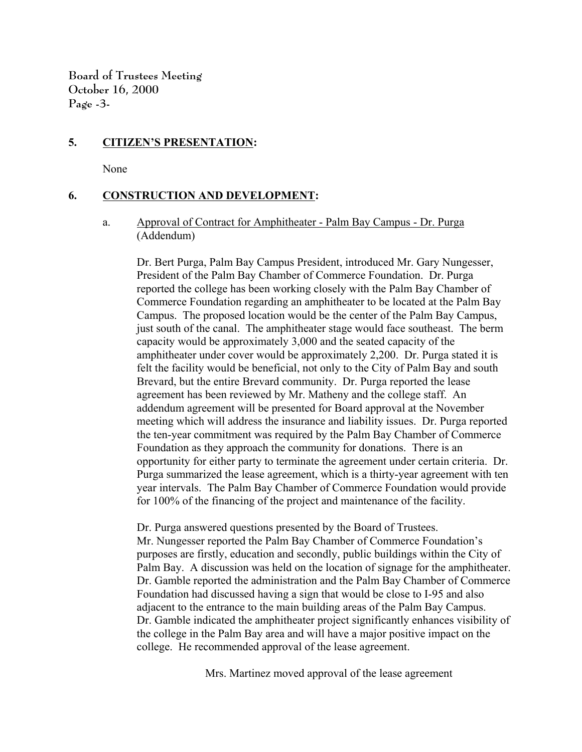## 5. CITIZEN'S PRESENTATION:

None

## 6. CONSTRUCTION AND DEVELOPMENT:

a. Approval of Contract for Amphitheater - Palm Bay Campus - Dr. Purga (Addendum)

Dr. Bert Purga, Palm Bay Campus President, introduced Mr. Gary Nungesser, President of the Palm Bay Chamber of Commerce Foundation. Dr. Purga reported the college has been working closely with the Palm Bay Chamber of Commerce Foundation regarding an amphitheater to be located at the Palm Bay Campus. The proposed location would be the center of the Palm Bay Campus, just south of the canal. The amphitheater stage would face southeast. The berm capacity would be approximately 3,000 and the seated capacity of the amphitheater under cover would be approximately 2,200. Dr. Purga stated it is felt the facility would be beneficial, not only to the City of Palm Bay and south Brevard, but the entire Brevard community. Dr. Purga reported the lease agreement has been reviewed by Mr. Matheny and the college staff. An addendum agreement will be presented for Board approval at the November meeting which will address the insurance and liability issues. Dr. Purga reported the ten-year commitment was required by the Palm Bay Chamber of Commerce Foundation as they approach the community for donations. There is an opportunity for either party to terminate the agreement under certain criteria. Dr. Purga summarized the lease agreement, which is a thirty-year agreement with ten year intervals. The Palm Bay Chamber of Commerce Foundation would provide for 100% of the financing of the project and maintenance of the facility.

Dr. Purga answered questions presented by the Board of Trustees. Mr. Nungesser reported the Palm Bay Chamber of Commerce Foundation's purposes are firstly, education and secondly, public buildings within the City of Palm Bay. A discussion was held on the location of signage for the amphitheater. Dr. Gamble reported the administration and the Palm Bay Chamber of Commerce Foundation had discussed having a sign that would be close to I-95 and also adjacent to the entrance to the main building areas of the Palm Bay Campus. Dr. Gamble indicated the amphitheater project significantly enhances visibility of the college in the Palm Bay area and will have a major positive impact on the college. He recommended approval of the lease agreement.

Mrs. Martinez moved approval of the lease agreement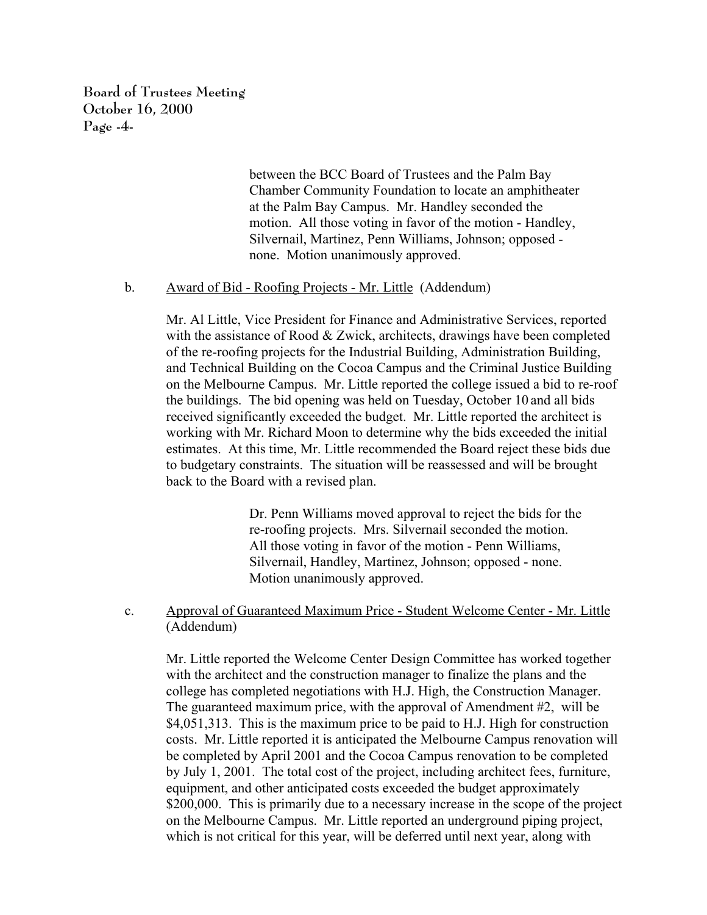between the BCC Board of Trustees and the Palm Bay Chamber Community Foundation to locate an amphitheater at the Palm Bay Campus. Mr. Handley seconded the motion. All those voting in favor of the motion - Handley, Silvernail, Martinez, Penn Williams, Johnson; opposed - none. Motion unanimously approved.

b. Award of Bid - Roofing Projects - Mr. Little (Addendum)

Mr. Al Little, Vice President for Finance and Administrative Services, reported with the assistance of Rood & Zwick, architects, drawings have been completed of the re-roofing projects for the Industrial Building, Administration Building, and Technical Building on the Cocoa Campus and the Criminal Justice Building on the Melbourne Campus. Mr. Little reported the college issued a bid to re-roof the buildings. The bid opening was held on Tuesday, October 10 and all bids received significantly exceeded the budget. Mr. Little reported the architect is working with Mr. Richard Moon to determine why the bids exceeded the initial estimates. At this time, Mr. Little recommended the Board reject these bids due to budgetary constraints. The situation will be reassessed and will be brought back to the Board with a revised plan.

Dr. Penn Williams moved approval to reject the bids for the re-roofing projects. Mrs. Silvernail seconded the motion. All those voting in favor of the motion - Penn Williams, Silvernail, Handley, Martinez, Johnson; opposed - none. Motion unanimously approved.

c. Approval of Guaranteed Maximum Price - Student Welcome Center - Mr. Little (Addendum)

Mr. Little reported the Welcome Center Design Committee has worked together with the architect and the construction manager to finalize the plans and the college has completed negotiations with H.J. High, the Construction Manager. The guaranteed maximum price, with the approval of Amendment #2, will be $4,051,313. This is the maximum price to be paid to H.J. High for construction costs. Mr. Little reported it is anticipated the Melbourne Campus renovation will be completed by April 2001 and the Cocoa Campus renovation to be completed by July 1, 2001. The total cost of the project, including architect fees, furniture, equipment, and other anticipated costs exceeded the budget approximately $200,000. This is primarily due to a necessary increase in the scope of the project on the Melbourne Campus. Mr. Little reported an underground piping project, which is not critical for this year, will be deferred until next year, along with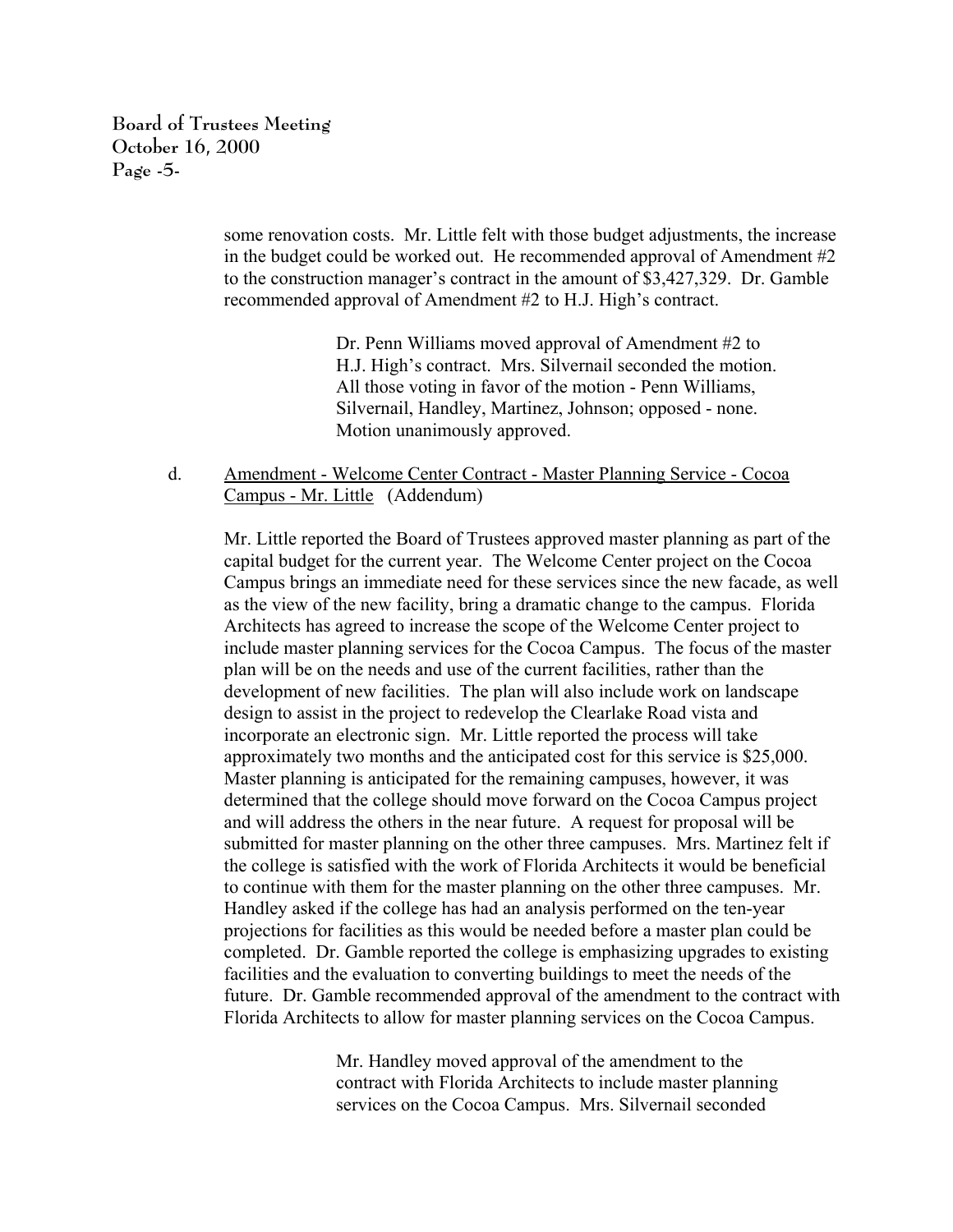some renovation costs. Mr. Little felt with those budget adjustments, the increase in the budget could be worked out. He recommended approval of Amendment #2 to the construction manager's contract in the amount of $3,427,329. Dr. Gamble recommended approval of Amendment #2 to H.J. High's contract.

> Dr. Penn Williams moved approval of Amendment #2 to H.J. High's contract. Mrs. Silvernail seconded the motion. All those voting in favor of the motion - Penn Williams, Silvernail, Handley, Martinez, Johnson; opposed - none. Motion unanimously approved.

d. <u>Amendment - Welcome Center Contract - Master Planning Service - Cocoa Campus - Mr. Little</u> (Addendum)

Mr. Little reported the Board of Trustees approved master planning as part of the capital budget for the current year. The Welcome Center project on the Cocoa Campus brings an immediate need for these services since the new facade, as well as the view of the new facility, bring a dramatic change to the campus. Florida Architects has agreed to increase the scope of the Welcome Center project to include master planning services for the Cocoa Campus. The focus of the master plan will be on the needs and use of the current facilities, rather than the development of new facilities. The plan will also include work on landscape design to assist in the project to redevelop the Clearlake Road vista and incorporate an electronic sign. Mr. Little reported the process will take approximately two months and the anticipated cost for this service is $25,000. Master planning is anticipated for the remaining campuses, however, it was determined that the college should move forward on the Cocoa Campus project and will address the others in the near future. A request for proposal will be submitted for master planning on the other three campuses. Mrs. Martinez felt if the college is satisfied with the work of Florida Architects it would be beneficial to continue with them for the master planning on the other three campuses. Mr. Handley asked if the college has had an analysis performed on the ten-year projections for facilities as this would be needed before a master plan could be completed. Dr. Gamble reported the college is emphasizing upgrades to existing facilities and the evaluation to converting buildings to meet the needs of the future. Dr. Gamble recommended approval of the amendment to the contract with Florida Architects to allow for master planning services on the Cocoa Campus.

> Mr. Handley moved approval of the amendment to the contract with Florida Architects to include master planning services on the Cocoa Campus. Mrs. Silvernail seconded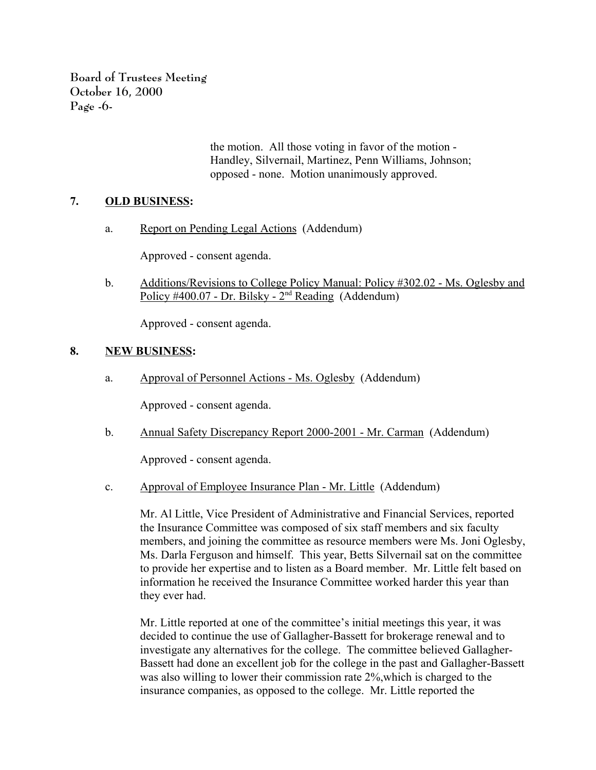the motion. All those voting in favor of the motion - Handley, Silvernail, Martinez, Penn Williams, Johnson; opposed - none. Motion unanimously approved.

## 7. OLD BUSINESS:

a. Report on Pending Legal Actions (Addendum)

Approved - consent agenda.

b. Additions/Revisions to College Policy Manual: Policy #302.02 - Ms. Oglesby and Policy #400.07 - Dr. Bilsky - 2nd Reading (Addendum)

Approved - consent agenda.

## 8. NEW BUSINESS:

a. Approval of Personnel Actions - Ms. Oglesby (Addendum)

Approved - consent agenda.

b. Annual Safety Discrepancy Report 2000-2001 - Mr. Carman (Addendum)

Approved - consent agenda.

c. Approval of Employee Insurance Plan - Mr. Little (Addendum)

Mr. Al Little, Vice President of Administrative and Financial Services, reported the Insurance Committee was composed of six staff members and six faculty members, and joining the committee as resource members were Ms. Joni Oglesby, Ms. Darla Ferguson and himself. This year, Betts Silvernail sat on the committee to provide her expertise and to listen as a Board member. Mr. Little felt based on information he received the Insurance Committee worked harder this year than they ever had.

Mr. Little reported at one of the committee's initial meetings this year, it was decided to continue the use of Gallagher-Bassett for brokerage renewal and to investigate any alternatives for the college. The committee believed Gallagher-Bassett had done an excellent job for the college in the past and Gallagher-Bassett was also willing to lower their commission rate 2%,which is charged to the insurance companies, as opposed to the college. Mr. Little reported the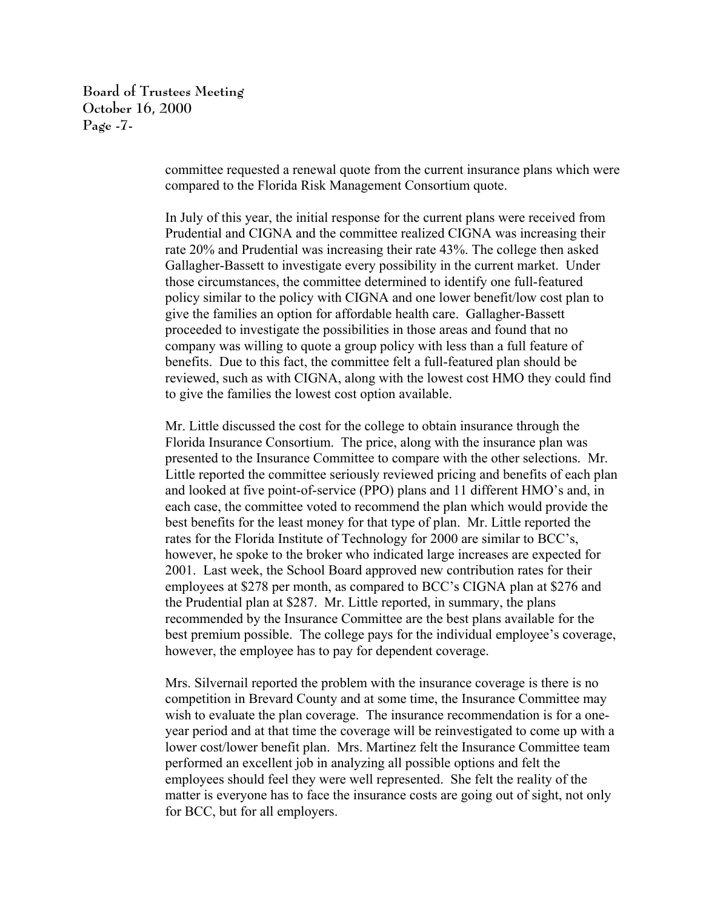committee requested a renewal quote from the current insurance plans which were compared to the Florida Risk Management Consortium quote.

In July of this year, the initial response for the current plans were received from Prudential and CIGNA and the committee realized CIGNA was increasing their rate 20% and Prudential was increasing their rate 43%. The college then asked Gallagher-Bassett to investigate every possibility in the current market. Under those circumstances, the committee determined to identify one full-featured policy similar to the policy with CIGNA and one lower benefit/low cost plan to give the families an option for affordable health care. Gallagher-Bassett proceeded to investigate the possibilities in those areas and found that no company was willing to quote a group policy with less than a full feature of benefits. Due to this fact, the committee felt a full-featured plan should be reviewed, such as with CIGNA, along with the lowest cost HMO they could find to give the families the lowest cost option available.

Mr. Little discussed the cost for the college to obtain insurance through the Florida Insurance Consortium. The price, along with the insurance plan was presented to the Insurance Committee to compare with the other selections. Mr. Little reported the committee seriously reviewed pricing and benefits of each plan and looked at five point-of-service (PPO) plans and 11 different HMO's and, in each case, the committee voted to recommend the plan which would provide the best benefits for the least money for that type of plan. Mr. Little reported the rates for the Florida Institute of Technology for 2000 are similar to BCC's, however, he spoke to the broker who indicated large increases are expected for 2001. Last week, the School Board approved new contribution rates for their employees at $278 per month, as compared to BCC's CIGNA plan at $276 and the Prudential plan at $287. Mr. Little reported, in summary, the plans recommended by the Insurance Committee are the best plans available for the best premium possible. The college pays for the individual employee's coverage, however, the employee has to pay for dependent coverage.

Mrs. Silvernail reported the problem with the insurance coverage is there is no competition in Brevard County and at some time, the Insurance Committee may wish to evaluate the plan coverage. The insurance recommendation is for a one-year period and at that time the coverage will be reinvestigated to come up with a lower cost/lower benefit plan. Mrs. Martinez felt the Insurance Committee team performed an excellent job in analyzing all possible options and felt the employees should feel they were well represented. She felt the reality of the matter is everyone has to face the insurance costs are going out of sight, not only for BCC, but for all employers.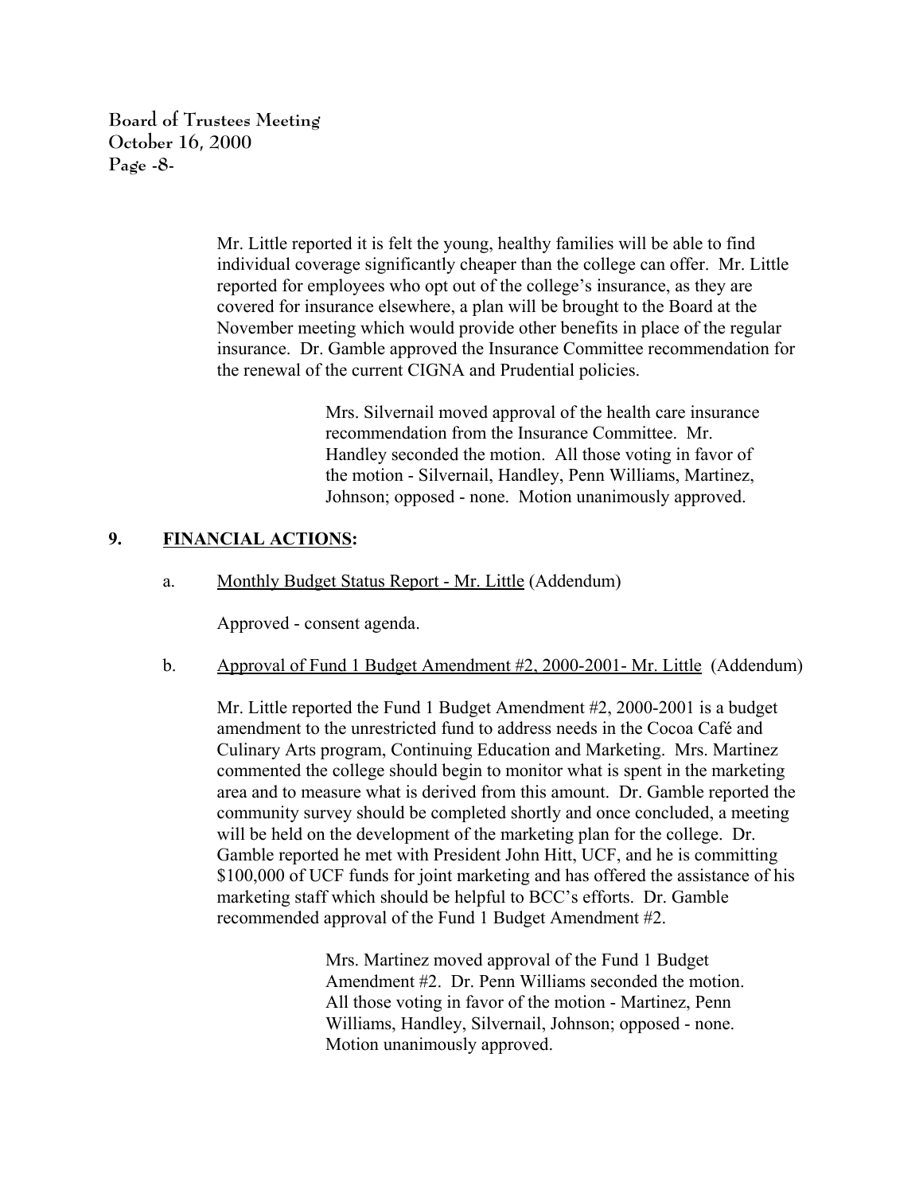Mr. Little reported it is felt the young, healthy families will be able to find individual coverage significantly cheaper than the college can offer. Mr. Little reported for employees who opt out of the college's insurance, as they are covered for insurance elsewhere, a plan will be brought to the Board at the November meeting which would provide other benefits in place of the regular insurance. Dr. Gamble approved the Insurance Committee recommendation for the renewal of the current CIGNA and Prudential policies.

> Mrs. Silvernail moved approval of the health care insurance recommendation from the Insurance Committee. Mr. Handley seconded the motion. All those voting in favor of the motion - Silvernail, Handley, Penn Williams, Martinez, Johnson; opposed - none. Motion unanimously approved.

## 9. FINANCIAL ACTIONS:

a. Monthly Budget Status Report - Mr. Little (Addendum)

Approved - consent agenda.

b. Approval of Fund 1 Budget Amendment #2, 2000-2001- Mr. Little (Addendum)

Mr. Little reported the Fund 1 Budget Amendment #2, 2000-2001 is a budget amendment to the unrestricted fund to address needs in the Cocoa Café and Culinary Arts program, Continuing Education and Marketing. Mrs. Martinez commented the college should begin to monitor what is spent in the marketing area and to measure what is derived from this amount. Dr. Gamble reported the community survey should be completed shortly and once concluded, a meeting will be held on the development of the marketing plan for the college. Dr. Gamble reported he met with President John Hitt, UCF, and he is committing $100,000 of UCF funds for joint marketing and has offered the assistance of his marketing staff which should be helpful to BCC's efforts. Dr. Gamble recommended approval of the Fund 1 Budget Amendment #2.

> Mrs. Martinez moved approval of the Fund 1 Budget Amendment #2. Dr. Penn Williams seconded the motion. All those voting in favor of the motion - Martinez, Penn Williams, Handley, Silvernail, Johnson; opposed - none. Motion unanimously approved.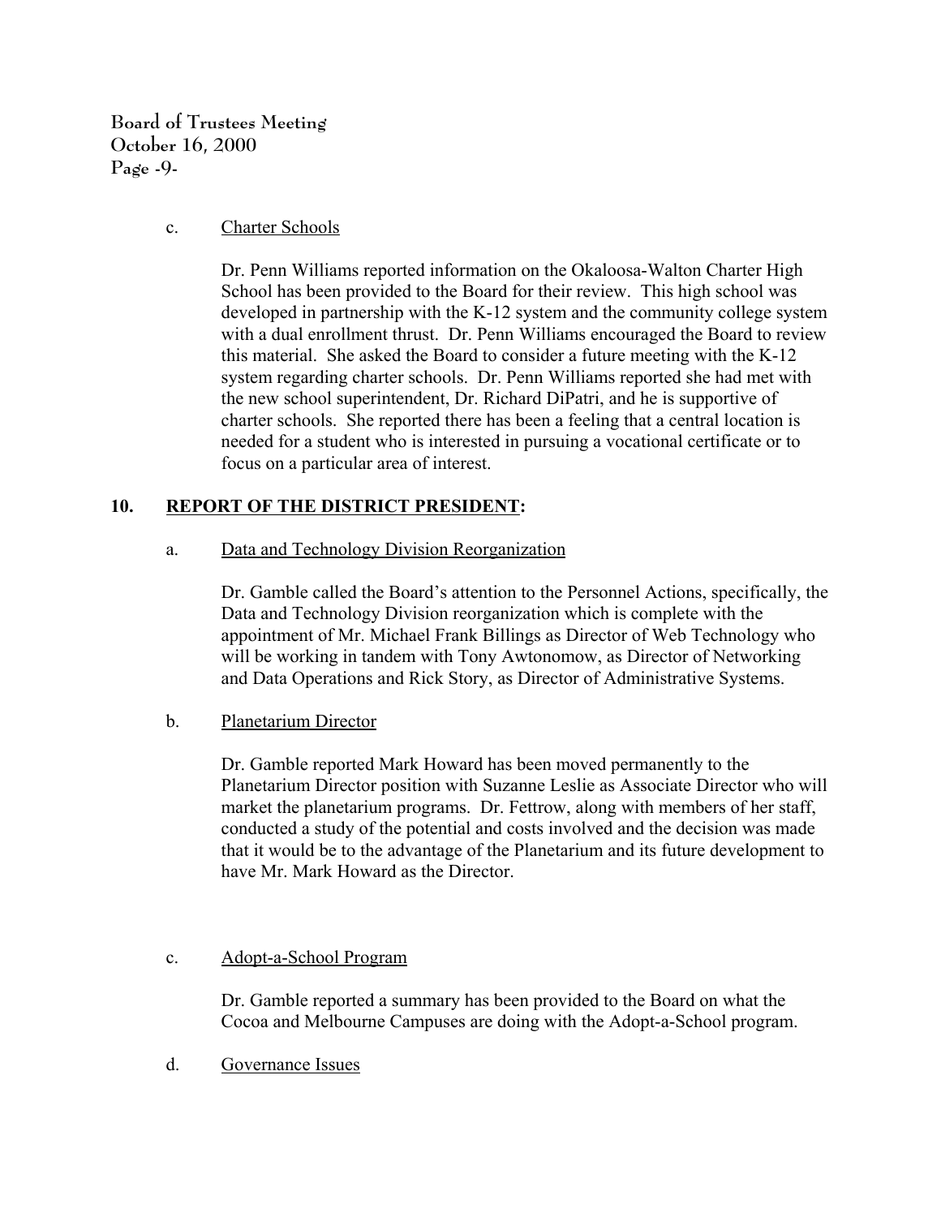c. Charter Schools

Dr. Penn Williams reported information on the Okaloosa-Walton Charter High School has been provided to the Board for their review. This high school was developed in partnership with the K-12 system and the community college system with a dual enrollment thrust. Dr. Penn Williams encouraged the Board to review this material. She asked the Board to consider a future meeting with the K-12 system regarding charter schools. Dr. Penn Williams reported she had met with the new school superintendent, Dr. Richard DiPatri, and he is supportive of charter schools. She reported there has been a feeling that a central location is needed for a student who is interested in pursuing a vocational certificate or to focus on a particular area of interest.

## 10. REPORT OF THE DISTRICT PRESIDENT:

a. Data and Technology Division Reorganization

Dr. Gamble called the Board's attention to the Personnel Actions, specifically, the Data and Technology Division reorganization which is complete with the appointment of Mr. Michael Frank Billings as Director of Web Technology who will be working in tandem with Tony Awtonomow, as Director of Networking and Data Operations and Rick Story, as Director of Administrative Systems.

b. Planetarium Director

Dr. Gamble reported Mark Howard has been moved permanently to the Planetarium Director position with Suzanne Leslie as Associate Director who will market the planetarium programs. Dr. Fettrow, along with members of her staff, conducted a study of the potential and costs involved and the decision was made that it would be to the advantage of the Planetarium and its future development to have Mr. Mark Howard as the Director.

c. Adopt-a-School Program

Dr. Gamble reported a summary has been provided to the Board on what the Cocoa and Melbourne Campuses are doing with the Adopt-a-School program.

d. Governance Issues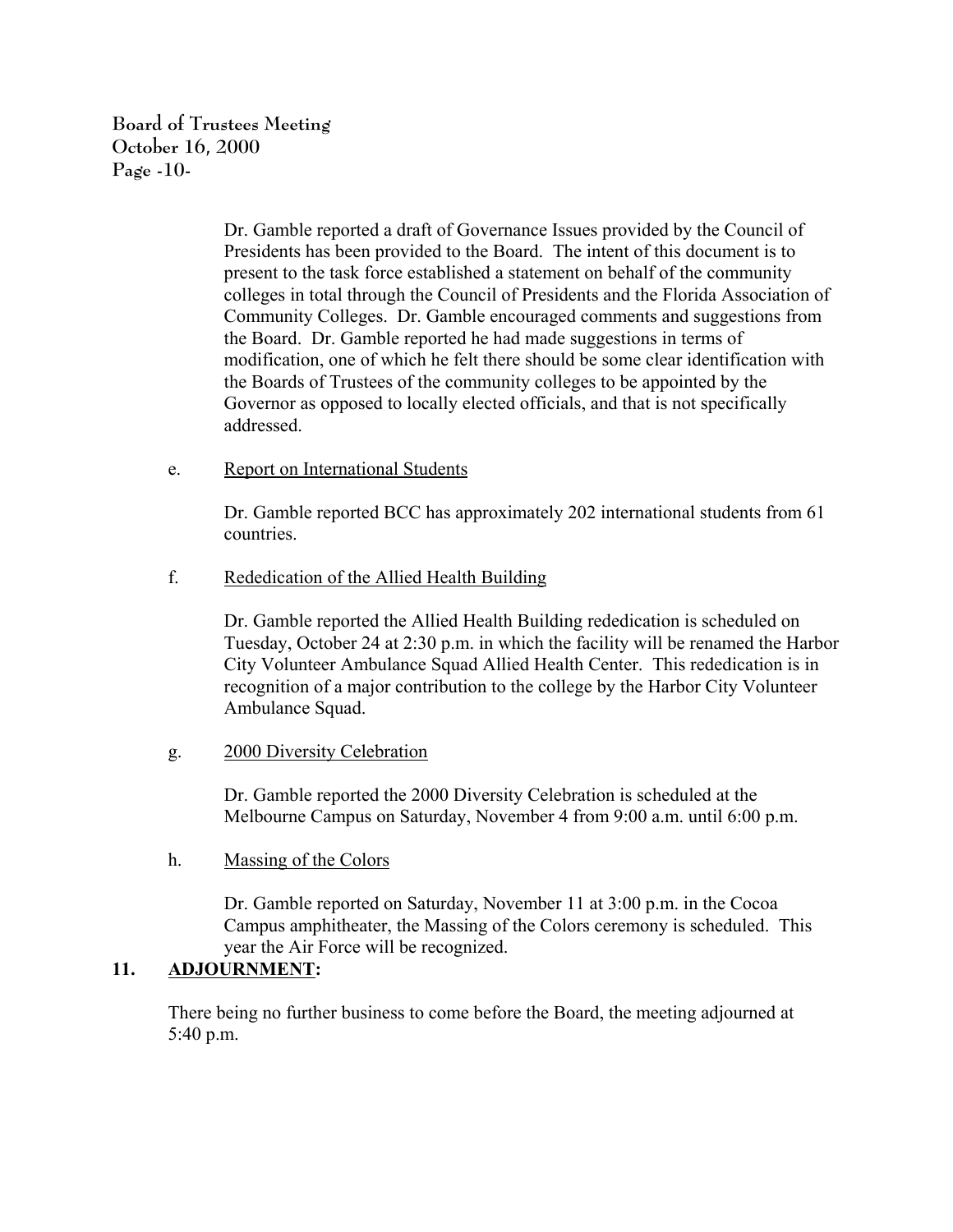Dr. Gamble reported a draft of Governance Issues provided by the Council of Presidents has been provided to the Board. The intent of this document is to present to the task force established a statement on behalf of the community colleges in total through the Council of Presidents and the Florida Association of Community Colleges. Dr. Gamble encouraged comments and suggestions from the Board. Dr. Gamble reported he had made suggestions in terms of modification, one of which he felt there should be some clear identification with the Boards of Trustees of the community colleges to be appointed by the Governor as opposed to locally elected officials, and that is not specifically addressed.

e. Report on International Students

Dr. Gamble reported BCC has approximately 202 international students from 61 countries.

f. Rededication of the Allied Health Building

Dr. Gamble reported the Allied Health Building rededication is scheduled on Tuesday, October 24 at 2:30 p.m. in which the facility will be renamed the Harbor City Volunteer Ambulance Squad Allied Health Center. This rededication is in recognition of a major contribution to the college by the Harbor City Volunteer Ambulance Squad.

g. 2000 Diversity Celebration

Dr. Gamble reported the 2000 Diversity Celebration is scheduled at the Melbourne Campus on Saturday, November 4 from 9:00 a.m. until 6:00 p.m.

h. Massing of the Colors

Dr. Gamble reported on Saturday, November 11 at 3:00 p.m. in the Cocoa Campus amphitheater, the Massing of the Colors ceremony is scheduled. This year the Air Force will be recognized.

**11. ADJOURNMENT:**

There being no further business to come before the Board, the meeting adjourned at 5:40 p.m.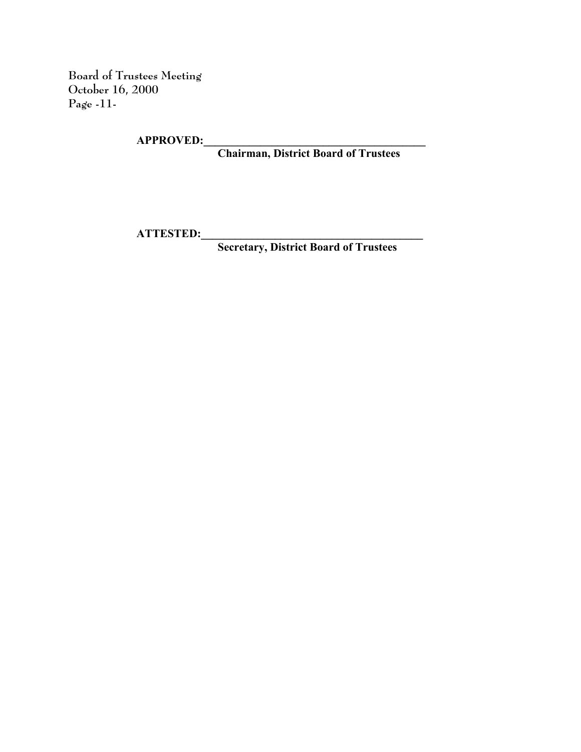**APPROVED:\_\_\_\_\_\_\_\_\_\_\_\_\_\_\_\_\_\_\_\_\_\_\_\_\_\_\_\_\_\_\_\_\_\_\_\_\_\_\_**
**Chairman, District Board of Trustees**

**ATTESTED:\_\_\_\_\_\_\_\_\_\_\_\_\_\_\_\_\_\_\_\_\_\_\_\_\_\_\_\_\_\_\_\_\_\_\_\_\_\_\_**
**Secretary, District Board of Trustees**